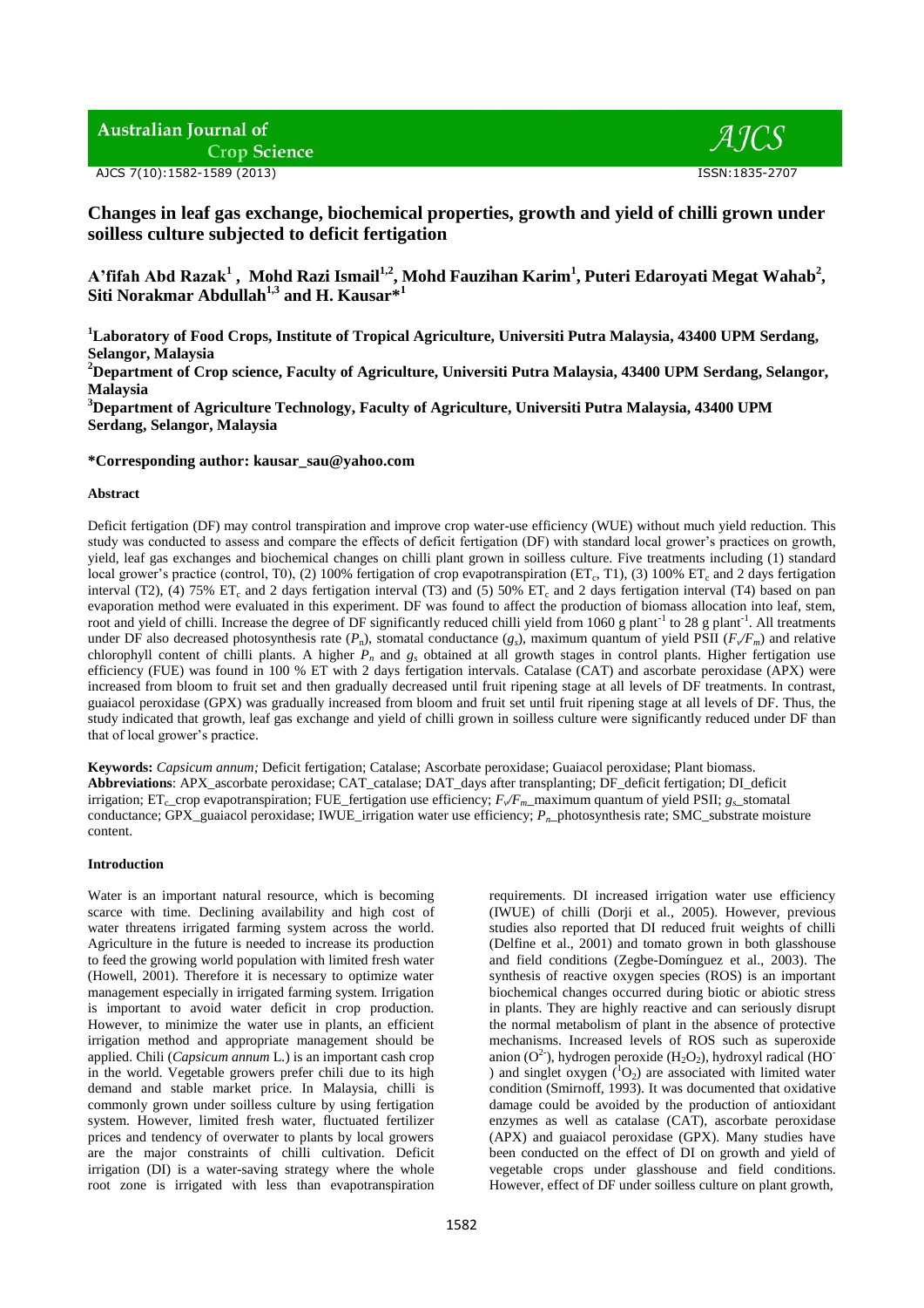# Changes in leaf gas exchange, biochemical properties, growth and yield of chilli grown under soilless culture subjected to deficit fertigation

**A'fifah Abd Razak[1], Mohd Razi Ismail[1,2], Mohd Fauzihan Karim[1], Puteri Edaroyati Megat Wahab[2], Siti Norakmar Abdullah[1,3] and H. Kausar*[1]**

[1]Laboratory of Food Crops, Institute of Tropical Agriculture, Universiti Putra Malaysia, 43400 UPM Serdang, Selangor, Malaysia

[2]Department of Crop science, Faculty of Agriculture, Universiti Putra Malaysia, 43400 UPM Serdang, Selangor, Malaysia

[3]Department of Agriculture Technology, Faculty of Agriculture, Universiti Putra Malaysia, 43400 UPM Serdang, Selangor, Malaysia

**\*Corresponding author: kausar_sau@yahoo.com**

## Abstract

Deficit fertigation (DF) may control transpiration and improve crop water-use efficiency (WUE) without much yield reduction. This study was conducted to assess and compare the effects of deficit fertigation (DF) with standard local grower's practices on growth, yield, leaf gas exchanges and biochemical changes on chilli plant grown in soilless culture. Five treatments including (1) standard local grower's practice (control, T0), (2) 100% fertigation of crop evapotranspiration ($ET_c$, T1), (3) 100% $ET_c$ and 2 days fertigation interval (T2), (4) 75% $ET_c$ and 2 days fertigation interval (T3) and (5) 50% $ET_c$ and 2 days fertigation interval (T4) based on pan evaporation method were evaluated in this experiment. DF was found to affect the production of biomass allocation into leaf, stem, root and yield of chilli. Increase the degree of DF significantly reduced chilli yield from 1060 g plant$^{-1}$ to 28 g plant$^{-1}$. All treatments under DF also decreased photosynthesis rate ($P_n$), stomatal conductance ($g_s$), maximum quantum of yield PSII ($F_v/F_m$) and relative chlorophyll content of chilli plants. A higher $P_n$ and $g_s$ obtained at all growth stages in control plants. Higher fertigation use efficiency (FUE) was found in 100 % ET with 2 days fertigation intervals. Catalase (CAT) and ascorbate peroxidase (APX) were increased from bloom to fruit set and then gradually decreased until fruit ripening stage at all levels of DF treatments. In contrast, guaiacol peroxidase (GPX) was gradually increased from bloom and fruit set until fruit ripening stage at all levels of DF. Thus, the study indicated that growth, leaf gas exchange and yield of chilli grown in soilless culture were significantly reduced under DF than that of local grower's practice.

**Keywords:** *Capsicum annum;* Deficit fertigation; Catalase; Ascorbate peroxidase; Guaiacol peroxidase; Plant biomass.

**Abbreviations**: APX_ascorbate peroxidase; CAT_catalase; DAT_days after transplanting; DF_deficit fertigation; DI_deficit irrigation; $ET_c$_crop evapotranspiration; FUE_fertigation use efficiency; $F_v/F_m$_maximum quantum of yield PSII; $g_s$_stomatal conductance; GPX_guaiacol peroxidase; IWUE_irrigation water use efficiency; $P_n$_photosynthesis rate; SMC_substrate moisture content.

## Introduction

Water is an important natural resource, which is becoming scarce with time. Declining availability and high cost of water threatens irrigated farming system across the world. Agriculture in the future is needed to increase its production to feed the growing world population with limited fresh water (Howell, 2001). Therefore it is necessary to optimize water management especially in irrigated farming system. Irrigation is important to avoid water deficit in crop production. However, to minimize the water use in plants, an efficient irrigation method and appropriate management should be applied. Chili (*Capsicum annum* L.) is an important cash crop in the world. Vegetable growers prefer chili due to its high demand and stable market price. In Malaysia, chilli is commonly grown under soilless culture by using fertigation system. However, limited fresh water, fluctuated fertilizer prices and tendency of overwater to plants by local growers are the major constraints of chilli cultivation. Deficit irrigation (DI) is a water-saving strategy where the whole root zone is irrigated with less than evapotranspiration requirements. DI increased irrigation water use efficiency (IWUE) of chilli (Dorji et al., 2005). However, previous studies also reported that DI reduced fruit weights of chilli (Delfine et al., 2001) and tomato grown in both glasshouse and field conditions (Zegbe-Domínguez et al., 2003). The synthesis of reactive oxygen species (ROS) is an important biochemical changes occurred during biotic or abiotic stress in plants. They are highly reactive and can seriously disrupt the normal metabolism of plant in the absence of protective mechanisms. Increased levels of ROS such as superoxide anion ($O^{2-}$), hydrogen peroxide ($H_2O_2$), hydroxyl radical ($HO^-$) and singlet oxygen ($^1O_2$) are associated with limited water condition (Smirnoff, 1993). It was documented that oxidative damage could be avoided by the production of antioxidant enzymes as well as catalase (CAT), ascorbate peroxidase (APX) and guaiacol peroxidase (GPX). Many studies have been conducted on the effect of DI on growth and yield of vegetable crops under glasshouse and field conditions. However, effect of DF under soilless culture on plant growth,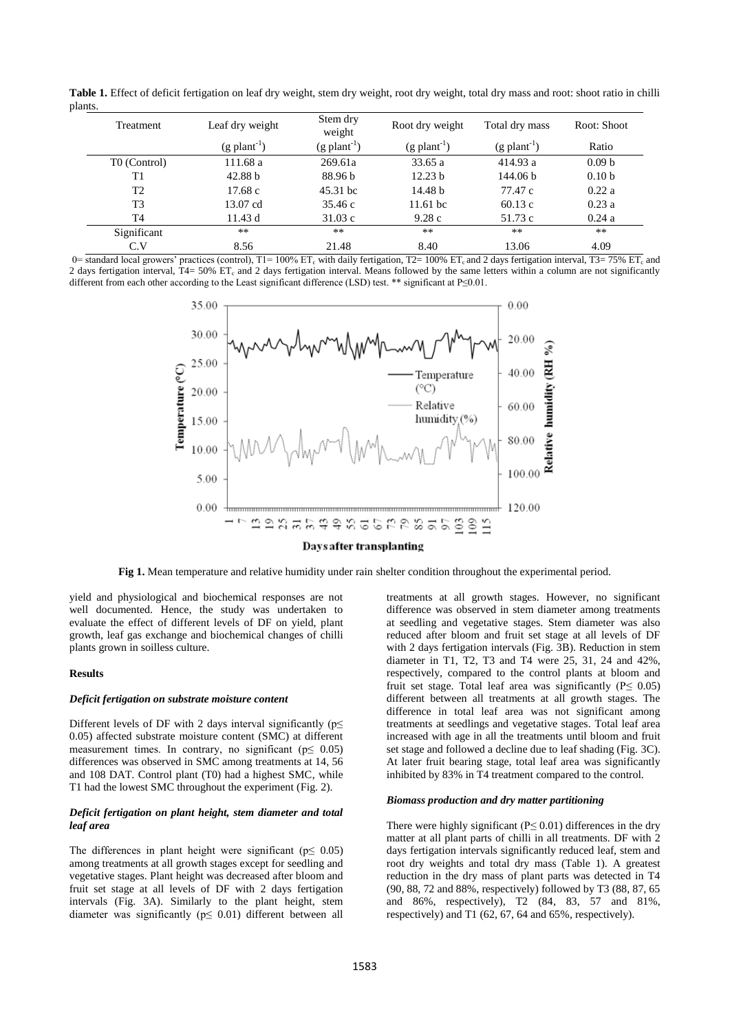**Table 1.** Effect of deficit fertigation on leaf dry weight, stem dry weight, root dry weight, total dry mass and root: shoot ratio in chilli plants.

| Treatment | Leaf dry weight ($g\ plant^{-1}$) | Stem dry weight ($g\ plant^{-1}$) | Root dry weight ($g\ plant^{-1}$) | Total dry mass ($g\ plant^{-1}$) | Root: Shoot Ratio |
|---|---|---|---|---|---|
| T0 (Control) | 111.68 a | 269.61a | 33.65 a | 414.93 a | 0.09 b |
| T1 | 42.88 b | 88.96 b | 12.23 b | 144.06 b | 0.10 b |
| T2 | 17.68 c | 45.31 bc | 14.48 b | 77.47 c | 0.22 a |
| T3 | 13.07 cd | 35.46 c | 11.61 bc | 60.13 c | 0.23 a |
| T4 | 11.43 d | 31.03 c | 9.28 c | 51.73 c | 0.24 a |
| Significant | ** | ** | ** | ** | ** |
| C.V | 8.56 | 21.48 | 8.40 | 13.06 | 4.09 |

0= standard local growers' practices (control), T1= 100% $ET_c$ with daily fertigation, T2= 100% $ET_c$ and 2 days fertigation interval, T3= 75% $ET_c$ and 2 days fertigation interval, T4= 50% $ET_c$ and 2 days fertigation interval. Means followed by the same letters within a column are not significantly different from each other according to the Least significant difference (LSD) test. ** significant at $P \leq 0.01$.

**Fig 1.** Mean temperature and relative humidity under rain shelter condition throughout the experimental period.

yield and physiological and biochemical responses are not well documented. Hence, the study was undertaken to evaluate the effect of different levels of DF on yield, plant growth, leaf gas exchange and biochemical changes of chilli plants grown in soilless culture.

## Results

### *Deficit fertigation on substrate moisture content*

Different levels of DF with 2 days interval significantly ($p \leq 0.05$) affected substrate moisture content (SMC) at different measurement times. In contrary, no significant ($p \leq 0.05$) differences was observed in SMC among treatments at 14, 56 and 108 DAT. Control plant (T0) had a highest SMC, while T1 had the lowest SMC throughout the experiment (Fig. 2).

### *Deficit fertigation on plant height, stem diameter and total leaf area*

The differences in plant height were significant ($p \leq 0.05$) among treatments at all growth stages except for seedling and vegetative stages. Plant height was decreased after bloom and fruit set stage at all levels of DF with 2 days fertigation intervals (Fig. 3A). Similarly to the plant height, stem diameter was significantly ($p \leq 0.01$) different between all treatments at all growth stages. However, no significant difference was observed in stem diameter among treatments at seedling and vegetative stages. Stem diameter was also reduced after bloom and fruit set stage at all levels of DF with 2 days fertigation intervals (Fig. 3B). Reduction in stem diameter in T1, T2, T3 and T4 were 25, 31, 24 and 42%, respectively, compared to the control plants at bloom and fruit set stage. Total leaf area was significantly ($P \leq 0.05$) different between all treatments at all growth stages. The difference in total leaf area was not significant among treatments at seedlings and vegetative stages. Total leaf area increased with age in all the treatments until bloom and fruit set stage and followed a decline due to leaf shading (Fig. 3C). At later fruit bearing stage, total leaf area was significantly inhibited by 83% in T4 treatment compared to the control.

### *Biomass production and dry matter partitioning*

There were highly significant ($P \leq 0.01$) differences in the dry matter at all plant parts of chilli in all treatments. DF with 2 days fertigation intervals significantly reduced leaf, stem and root dry weights and total dry mass (Table 1). A greatest reduction in the dry mass of plant parts was detected in T4 (90, 88, 72 and 88%, respectively) followed by T3 (88, 87, 65 and 86%, respectively), T2 (84, 83, 57 and 81%, respectively) and T1 (62, 67, 64 and 65%, respectively).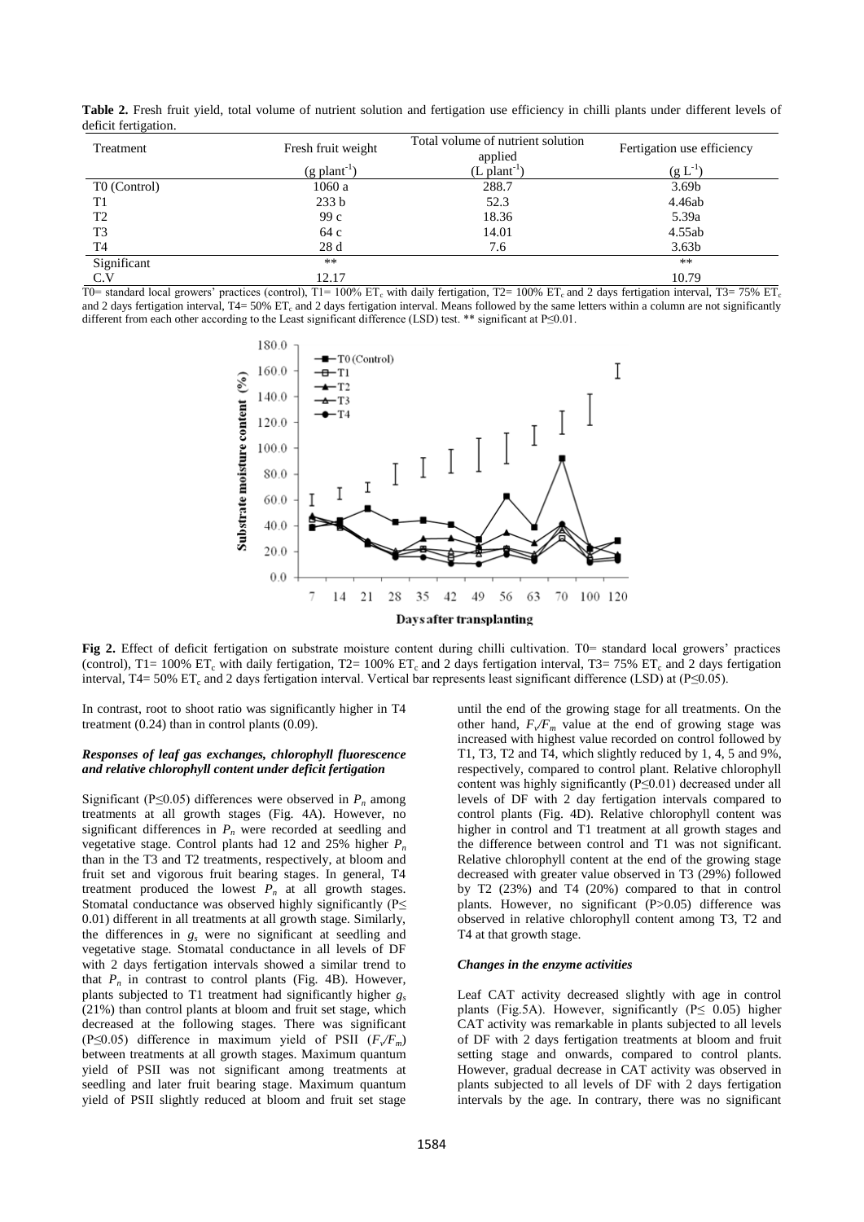**Table 2.** Fresh fruit yield, total volume of nutrient solution and fertigation use efficiency in chilli plants under different levels of deficit fertigation.

| Treatment | Fresh fruit weight ($g\ plant^{-1}$) | Total volume of nutrient solution applied ($L\ plant^{-1}$) | Fertigation use efficiency ($g\ L^{-1}$) |
|---|---|---|---|
| T0 (Control) | 1060 a | 288.7 | 3.69b |
| T1 | 233 b | 52.3 | 4.46ab |
| T2 | 99 c | 18.36 | 5.39a |
| T3 | 64 c | 14.01 | 4.55ab |
| T4 | 28 d | 7.6 | 3.63b |
| Significant | ** | | ** |
| C.V | 12.17 | | 10.79 |

T0= standard local growers' practices (control), T1= 100% $ET_c$ with daily fertigation, T2= 100% $ET_c$ and 2 days fertigation interval, T3= 75% $ET_c$ and 2 days fertigation interval, T4= 50% $ET_c$ and 2 days fertigation interval. Means followed by the same letters within a column are not significantly different from each other according to the Least significant difference (LSD) test. ** significant at P≤0.01.

**Fig 2.** Effect of deficit fertigation on substrate moisture content during chilli cultivation. T0= standard local growers' practices (control), T1= 100% $ET_c$ with daily fertigation, T2= 100% $ET_c$ and 2 days fertigation interval, T3= 75% $ET_c$ and 2 days fertigation interval, T4= 50% $ET_c$ and 2 days fertigation interval. Vertical bar represents least significant difference (LSD) at (P≤0.05).

In contrast, root to shoot ratio was significantly higher in T4 treatment (0.24) than in control plants (0.09).

### *Responses of leaf gas exchanges, chlorophyll fluorescence and relative chlorophyll content under deficit fertigation*

Significant (P≤0.05) differences were observed in $P_n$ among treatments at all growth stages (Fig. 4A). However, no significant differences in $P_n$ were recorded at seedling and vegetative stage. Control plants had 12 and 25% higher $P_n$ than in the T3 and T2 treatments, respectively, at bloom and fruit set and vigorous fruit bearing stages. In general, T4 treatment produced the lowest $P_n$ at all growth stages. Stomatal conductance was observed highly significantly (P≤ 0.01) different in all treatments at all growth stage. Similarly, the differences in $g_s$ were no significant at seedling and vegetative stage. Stomatal conductance in all levels of DF with 2 days fertigation intervals showed a similar trend to that $P_n$ in contrast to control plants (Fig. 4B). However, plants subjected to T1 treatment had significantly higher $g_s$ (21%) than control plants at bloom and fruit set stage, which decreased at the following stages. There was significant (P≤0.05) difference in maximum yield of PSII ($F_v/F_m$) between treatments at all growth stages. Maximum quantum yield of PSII was not significant among treatments at seedling and later fruit bearing stage. Maximum quantum yield of PSII slightly reduced at bloom and fruit set stage until the end of the growing stage for all treatments. On the other hand, $F_v/F_m$ value at the end of growing stage was increased with highest value recorded on control followed by T1, T3, T2 and T4, which slightly reduced by 1, 4, 5 and 9%, respectively, compared to control plant. Relative chlorophyll content was highly significantly (P≤0.01) decreased under all levels of DF with 2 day fertigation intervals compared to control plants (Fig. 4D). Relative chlorophyll content was higher in control and T1 treatment at all growth stages and the difference between control and T1 was not significant. Relative chlorophyll content at the end of the growing stage decreased with greater value observed in T3 (29%) followed by T2 (23%) and T4 (20%) compared to that in control plants. However, no significant (P>0.05) difference was observed in relative chlorophyll content among T3, T2 and T4 at that growth stage.

### *Changes in the enzyme activities*

Leaf CAT activity decreased slightly with age in control plants (Fig.5A). However, significantly (P≤ 0.05) higher CAT activity was remarkable in plants subjected to all levels of DF with 2 days fertigation treatments at bloom and fruit setting stage and onwards, compared to control plants. However, gradual decrease in CAT activity was observed in plants subjected to all levels of DF with 2 days fertigation intervals by the age. In contrary, there was no significant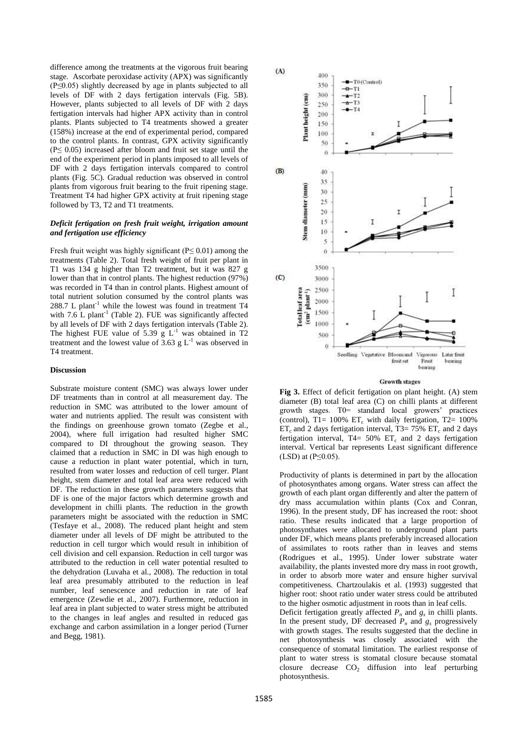difference among the treatments at the vigorous fruit bearing stage. Ascorbate peroxidase activity (APX) was significantly ($P \leq 0.05$) slightly decreased by age in plants subjected to all levels of DF with 2 days fertigation intervals (Fig. 5B). However, plants subjected to all levels of DF with 2 days fertigation intervals had higher APX activity than in control plants. Plants subjected to T4 treatments showed a greater (158%) increase at the end of experimental period, compared to the control plants. In contrast, GPX activity significantly ($P \leq 0.05$) increased after bloom and fruit set stage until the end of the experiment period in plants imposed to all levels of DF with 2 days fertigation intervals compared to control plants (Fig. 5C). Gradual reduction was observed in control plants from vigorous fruit bearing to the fruit ripening stage. Treatment T4 had higher GPX activity at fruit ripening stage followed by T3, T2 and T1 treatments.

### *Deficit fertigation on fresh fruit weight, irrigation amount and fertigation use efficiency*

Fresh fruit weight was highly significant ($P \leq 0.01$) among the treatments (Table 2). Total fresh weight of fruit per plant in T1 was 134 g higher than T2 treatment, but it was 827 g lower than that in control plants. The highest reduction (97%) was recorded in T4 than in control plants. Highest amount of total nutrient solution consumed by the control plants was 288.7 L plant$^{-1}$ while the lowest was found in treatment T4 with 7.6 L plant$^{-1}$ (Table 2). FUE was significantly affected by all levels of DF with 2 days fertigation intervals (Table 2). The highest FUE value of 5.39 g L$^{-1}$ was obtained in T2 treatment and the lowest value of 3.63 g L$^{-1}$ was observed in T4 treatment.

## Discussion

Substrate moisture content (SMC) was always lower under DF treatments than in control at all measurement day. The reduction in SMC was attributed to the lower amount of water and nutrients applied. The result was consistent with the findings on greenhouse grown tomato (Zegbe et al., 2004), where full irrigation had resulted higher SMC compared to DI throughout the growing season. They claimed that a reduction in SMC in DI was high enough to cause a reduction in plant water potential, which in turn, resulted from water losses and reduction of cell turger. Plant height, stem diameter and total leaf area were reduced with DF. The reduction in these growth parameters suggests that DF is one of the major factors which determine growth and development in chilli plants. The reduction in the growth parameters might be associated with the reduction in SMC (Tesfaye et al., 2008). The reduced plant height and stem diameter under all levels of DF might be attributed to the reduction in cell turgor which would result in inhibition of cell division and cell expansion. Reduction in cell turgor was attributed to the reduction in cell water potential resulted to the dehydration (Luvaha et al., 2008). The reduction in total leaf area presumably attributed to the reduction in leaf number, leaf senescence and reduction in rate of leaf emergence (Zewdie et al., 2007). Furthermore, reduction in leaf area in plant subjected to water stress might be attributed to the changes in leaf angles and resulted in reduced gas exchange and carbon assimilation in a longer period (Turner and Begg, 1981).

**Fig 3.** Effect of deficit fertigation on plant height. (A) stem diameter (B) total leaf area (C) on chilli plants at different growth stages. T0= standard local growers' practices (control), T1= 100% $ET_c$ with daily fertigation, T2= 100% $ET_c$ and 2 days fertigation interval, T3= 75% $ET_c$ and 2 days fertigation interval, T4= 50% $ET_c$ and 2 days fertigation interval. Vertical bar represents Least significant difference (LSD) at ($P \leq 0.05$).

Productivity of plants is determined in part by the allocation of photosynthates among organs. Water stress can affect the growth of each plant organ differently and alter the pattern of dry mass accumulation within plants (Cox and Conran, 1996). In the present study, DF has increased the root: shoot ratio. These results indicated that a large proportion of photosynthates were allocated to underground plant parts under DF, which means plants preferably increased allocation of assimilates to roots rather than in leaves and stems (Rodrigues et al., 1995). Under lower substrate water availability, the plants invested more dry mass in root growth, in order to absorb more water and ensure higher survival competitiveness. Chartzoulakis et al. (1993) suggested that higher root: shoot ratio under water stress could be attributed to the higher osmotic adjustment in roots than in leaf cells.

Deficit fertigation greatly affected $P_n$ and $g_s$ in chilli plants. In the present study, DF decreased $P_n$ and $g_s$ progressively with growth stages. The results suggested that the decline in net photosynthesis was closely associated with the consequence of stomatal limitation. The earliest response of plant to water stress is stomatal closure because stomatal closure decrease $CO_2$ diffusion into leaf perturbing photosynthesis.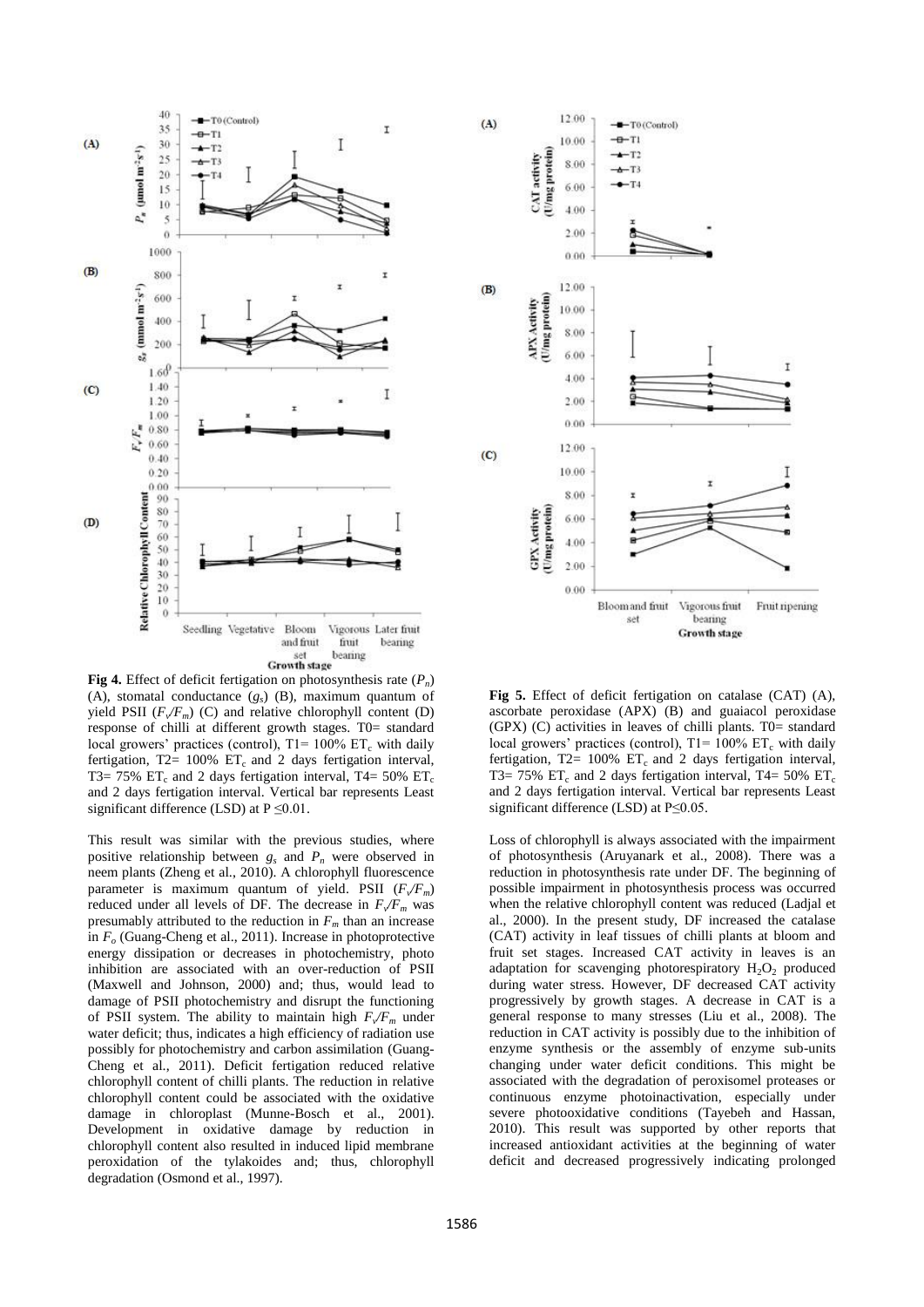**Fig 4.** Effect of deficit fertigation on photosynthesis rate ($P_n$) (A), stomatal conductance ($g_s$) (B), maximum quantum of yield PSII ($F_v/F_m$) (C) and relative chlorophyll content (D) response of chilli at different growth stages. T0= standard local growers' practices (control), T1= 100% $ET_c$ with daily fertigation, T2= 100% $ET_c$ and 2 days fertigation interval, T3= 75% $ET_c$ and 2 days fertigation interval, T4= 50% $ET_c$ and 2 days fertigation interval. Vertical bar represents Least significant difference (LSD) at P ≤0.01.

**Fig 5.** Effect of deficit fertigation on catalase (CAT) (A), ascorbate peroxidase (APX) (B) and guaiacol peroxidase (GPX) (C) activities in leaves of chilli plants. T0= standard local growers' practices (control), T1= 100% $ET_c$ with daily fertigation, T2= 100% $ET_c$ and 2 days fertigation interval, T3= 75% $ET_c$ and 2 days fertigation interval, T4= 50% $ET_c$ and 2 days fertigation interval. Vertical bar represents Least significant difference (LSD) at P≤0.05.

This result was similar with the previous studies, where positive relationship between $g_s$ and $P_n$ were observed in neem plants (Zheng et al., 2010). A chlorophyll fluorescence parameter is maximum quantum of yield. PSII ($F_v/F_m$) reduced under all levels of DF. The decrease in $F_v/F_m$ was presumably attributed to the reduction in $F_m$ than an increase in $F_o$ (Guang-Cheng et al., 2011). Increase in photoprotective energy dissipation or decreases in photochemistry, photo inhibition are associated with an over-reduction of PSII (Maxwell and Johnson, 2000) and; thus, would lead to damage of PSII photochemistry and disrupt the functioning of PSII system. The ability to maintain high $F_v/F_m$ under water deficit; thus, indicates a high efficiency of radiation use possibly for photochemistry and carbon assimilation (Guang-Cheng et al., 2011). Deficit fertigation reduced relative chlorophyll content of chilli plants. The reduction in relative chlorophyll content could be associated with the oxidative damage in chloroplast (Munne-Bosch et al., 2001). Development in oxidative damage by reduction in chlorophyll content also resulted in induced lipid membrane peroxidation of the tylakoides and; thus, chlorophyll degradation (Osmond et al., 1997).

Loss of chlorophyll is always associated with the impairment of photosynthesis (Aruyanark et al., 2008). There was a reduction in photosynthesis rate under DF. The beginning of possible impairment in photosynthesis process was occurred when the relative chlorophyll content was reduced (Ladjal et al., 2000). In the present study, DF increased the catalase (CAT) activity in leaf tissues of chilli plants at bloom and fruit set stages. Increased CAT activity in leaves is an adaptation for scavenging photorespiratory $H_2O_2$ produced during water stress. However, DF decreased CAT activity progressively by growth stages. A decrease in CAT is a general response to many stresses (Liu et al., 2008). The reduction in CAT activity is possibly due to the inhibition of enzyme synthesis or the assembly of enzyme sub-units changing under water deficit conditions. This might be associated with the degradation of peroxisomel proteases or continuous enzyme photoinactivation, especially under severe photooxidative conditions (Tayebeh and Hassan, 2010). This result was supported by other reports that increased antioxidant activities at the beginning of water deficit and decreased progressively indicating prolonged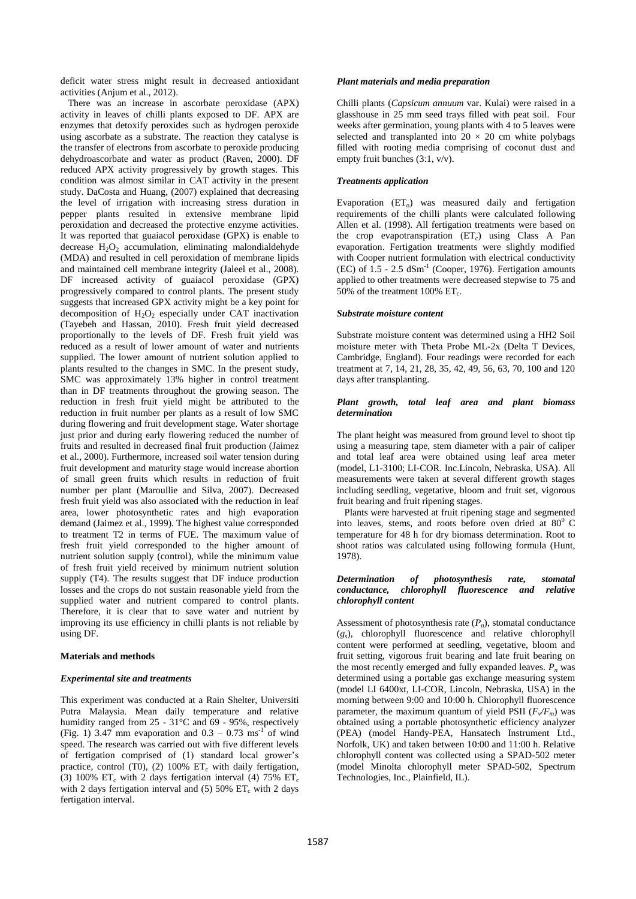deficit water stress might result in decreased antioxidant activities (Anjum et al., 2012).

There was an increase in ascorbate peroxidase (APX) activity in leaves of chilli plants exposed to DF. APX are enzymes that detoxify peroxides such as hydrogen peroxide using ascorbate as a substrate. The reaction they catalyse is the transfer of electrons from ascorbate to peroxide producing dehydroascorbate and water as product (Raven, 2000). DF reduced APX activity progressively by growth stages. This condition was almost similar in CAT activity in the present study. DaCosta and Huang, (2007) explained that decreasing the level of irrigation with increasing stress duration in pepper plants resulted in extensive membrane lipid peroxidation and decreased the protective enzyme activities. It was reported that guaiacol peroxidase (GPX) is enable to decrease $H_2O_2$ accumulation, eliminating malondialdehyde (MDA) and resulted in cell peroxidation of membrane lipids and maintained cell membrane integrity (Jaleel et al., 2008). DF increased activity of guaiacol peroxidase (GPX) progressively compared to control plants. The present study suggests that increased GPX activity might be a key point for decomposition of $H_2O_2$ especially under CAT inactivation (Tayebeh and Hassan, 2010). Fresh fruit yield decreased proportionally to the levels of DF. Fresh fruit yield was reduced as a result of lower amount of water and nutrients supplied. The lower amount of nutrient solution applied to plants resulted to the changes in SMC. In the present study, SMC was approximately 13% higher in control treatment than in DF treatments throughout the growing season. The reduction in fresh fruit yield might be attributed to the reduction in fruit number per plants as a result of low SMC during flowering and fruit development stage. Water shortage just prior and during early flowering reduced the number of fruits and resulted in decreased final fruit production (Jaimez et al., 2000). Furthermore, increased soil water tension during fruit development and maturity stage would increase abortion of small green fruits which results in reduction of fruit number per plant (Maroullie and Silva, 2007). Decreased fresh fruit yield was also associated with the reduction in leaf area, lower photosynthetic rates and high evaporation demand (Jaimez et al., 1999). The highest value corresponded to treatment T2 in terms of FUE. The maximum value of fresh fruit yield corresponded to the higher amount of nutrient solution supply (control), while the minimum value of fresh fruit yield received by minimum nutrient solution supply (T4). The results suggest that DF induce production losses and the crops do not sustain reasonable yield from the supplied water and nutrient compared to control plants. Therefore, it is clear that to save water and nutrient by improving its use efficiency in chilli plants is not reliable by using DF.

## Materials and methods

### *Experimental site and treatments*

This experiment was conducted at a Rain Shelter, Universiti Putra Malaysia. Mean daily temperature and relative humidity ranged from 25 - 31°C and 69 - 95%, respectively (Fig. 1) 3.47 mm evaporation and 0.3 – 0.73 $ms^{-1}$ of wind speed. The research was carried out with five different levels of fertigation comprised of (1) standard local grower's practice, control (T0), (2) 100% $ET_c$ with daily fertigation, (3) 100% $ET_c$ with 2 days fertigation interval (4) 75% $ET_c$ with 2 days fertigation interval and (5) 50% $ET_c$ with 2 days fertigation interval.

### *Plant materials and media preparation*

Chilli plants (*Capsicum annuum* var. Kulai) were raised in a glasshouse in 25 mm seed trays filled with peat soil. Four weeks after germination, young plants with 4 to 5 leaves were selected and transplanted into $20 \times 20$ cm white polybags filled with rooting media comprising of coconut dust and empty fruit bunches (3:1, v/v).

### *Treatments application*

Evaporation ($ET_o$) was measured daily and fertigation requirements of the chilli plants were calculated following Allen et al. (1998). All fertigation treatments were based on the crop evapotranspiration ($ET_c$) using Class A Pan evaporation. Fertigation treatments were slightly modified with Cooper nutrient formulation with electrical conductivity (EC) of 1.5 - 2.5 $dSm^{-1}$ (Cooper, 1976). Fertigation amounts applied to other treatments were decreased stepwise to 75 and 50% of the treatment 100% $ET_c$.

### *Substrate moisture content*

Substrate moisture content was determined using a HH2 Soil moisture meter with Theta Probe ML-2x (Delta T Devices, Cambridge, England). Four readings were recorded for each treatment at 7, 14, 21, 28, 35, 42, 49, 56, 63, 70, 100 and 120 days after transplanting.

### *Plant growth, total leaf area and plant biomass determination*

The plant height was measured from ground level to shoot tip using a measuring tape, stem diameter with a pair of caliper and total leaf area were obtained using leaf area meter (model, L1-3100; LI-COR. Inc.Lincoln, Nebraska, USA). All measurements were taken at several different growth stages including seedling, vegetative, bloom and fruit set, vigorous fruit bearing and fruit ripening stages.

Plants were harvested at fruit ripening stage and segmented into leaves, stems, and roots before oven dried at $80^0$ C temperature for 48 h for dry biomass determination. Root to shoot ratios was calculated using following formula (Hunt, 1978).

### *Determination of photosynthesis rate, stomatal conductance, chlorophyll fluorescence and relative chlorophyll content*

Assessment of photosynthesis rate ($P_n$), stomatal conductance ($g_s$), chlorophyll fluorescence and relative chlorophyll content were performed at seedling, vegetative, bloom and fruit setting, vigorous fruit bearing and late fruit bearing on the most recently emerged and fully expanded leaves. $P_n$ was determined using a portable gas exchange measuring system (model LI 6400xt, LI-COR, Lincoln, Nebraska, USA) in the morning between 9:00 and 10:00 h. Chlorophyll fluorescence parameter, the maximum quantum of yield PSII ($F_v/F_m$) was obtained using a portable photosynthetic efficiency analyzer (PEA) (model Handy-PEA, Hansatech Instrument Ltd., Norfolk, UK) and taken between 10:00 and 11:00 h. Relative chlorophyll content was collected using a SPAD-502 meter (model Minolta chlorophyll meter SPAD-502, Spectrum Technologies, Inc., Plainfield, IL).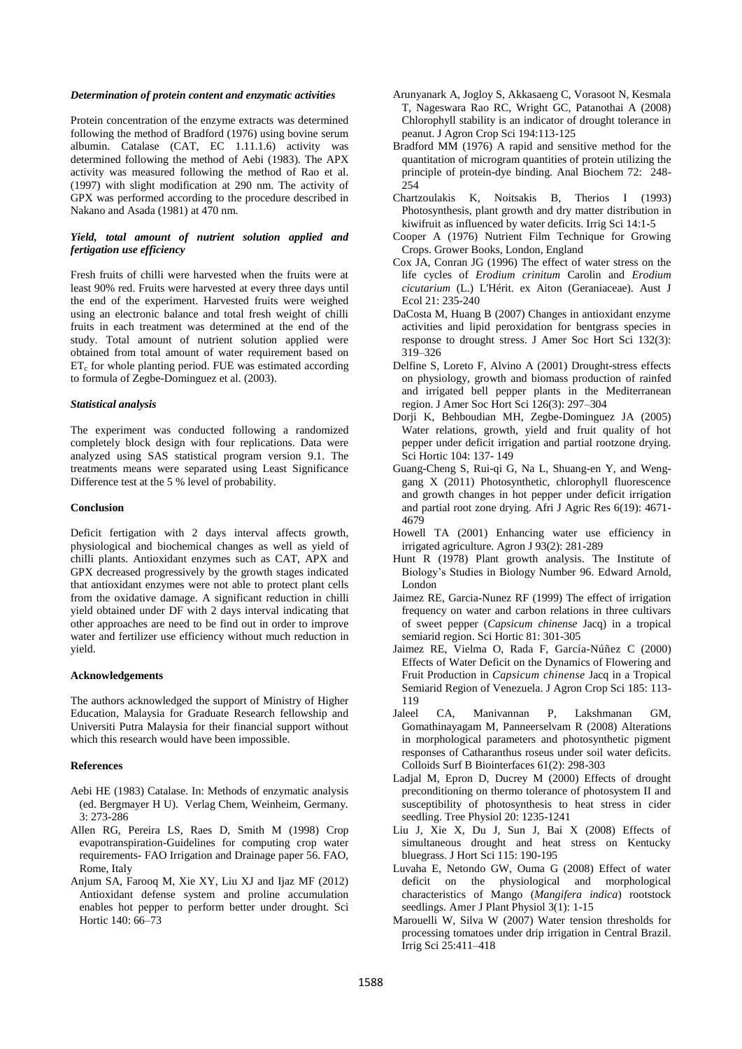### *Determination of protein content and enzymatic activities*

Protein concentration of the enzyme extracts was determined following the method of Bradford (1976) using bovine serum albumin. Catalase (CAT, EC 1.11.1.6) activity was determined following the method of Aebi (1983). The APX activity was measured following the method of Rao et al. (1997) with slight modification at 290 nm. The activity of GPX was performed according to the procedure described in Nakano and Asada (1981) at 470 nm.

### *Yield, total amount of nutrient solution applied and fertigation use efficiency*

Fresh fruits of chilli were harvested when the fruits were at least 90% red. Fruits were harvested at every three days until the end of the experiment. Harvested fruits were weighed using an electronic balance and total fresh weight of chilli fruits in each treatment was determined at the end of the study. Total amount of nutrient solution applied were obtained from total amount of water requirement based on $ET_c$ for whole planting period. FUE was estimated according to formula of Zegbe-Dominguez et al. (2003).

### *Statistical analysis*

The experiment was conducted following a randomized completely block design with four replications. Data were analyzed using SAS statistical program version 9.1. The treatments means were separated using Least Significance Difference test at the 5 % level of probability.

## Conclusion

Deficit fertigation with 2 days interval affects growth, physiological and biochemical changes as well as yield of chilli plants. Antioxidant enzymes such as CAT, APX and GPX decreased progressively by the growth stages indicated that antioxidant enzymes were not able to protect plant cells from the oxidative damage. A significant reduction in chilli yield obtained under DF with 2 days interval indicating that other approaches are need to be find out in order to improve water and fertilizer use efficiency without much reduction in yield.

## Acknowledgements

The authors acknowledged the support of Ministry of Higher Education, Malaysia for Graduate Research fellowship and Universiti Putra Malaysia for their financial support without which this research would have been impossible.

## References

Aebi HE (1983) Catalase. In: Methods of enzymatic analysis (ed. Bergmayer H U). Verlag Chem, Weinheim, Germany. 3: 273-286

Allen RG, Pereira LS, Raes D, Smith M (1998) Crop evapotranspiration-Guidelines for computing crop water requirements- FAO Irrigation and Drainage paper 56. FAO, Rome, Italy

Anjum SA, Farooq M, Xie XY, Liu XJ and Ijaz MF (2012) Antioxidant defense system and proline accumulation enables hot pepper to perform better under drought. Sci Hortic 140: 66–73

Arunyanark A, Jogloy S, Akkasaeng C, Vorasoot N, Kesmala T, Nageswara Rao RC, Wright GC, Patanothai A (2008) Chlorophyll stability is an indicator of drought tolerance in peanut. J Agron Crop Sci 194:113-125

Bradford MM (1976) A rapid and sensitive method for the quantitation of microgram quantities of protein utilizing the principle of protein-dye binding. Anal Biochem 72: 248-254

Chartzoulakis K, Noitsakis B, Therios I (1993) Photosynthesis, plant growth and dry matter distribution in kiwifruit as influenced by water deficits. Irrig Sci 14:1-5

Cooper A (1976) Nutrient Film Technique for Growing Crops. Grower Books, London, England

Cox JA, Conran JG (1996) The effect of water stress on the life cycles of *Erodium crinitum* Carolin and *Erodium cicutarium* (L.) L'Hérit. ex Aiton (Geraniaceae). Aust J Ecol 21: 235-240

DaCosta M, Huang B (2007) Changes in antioxidant enzyme activities and lipid peroxidation for bentgrass species in response to drought stress. J Amer Soc Hort Sci 132(3): 319–326

Delfine S, Loreto F, Alvino A (2001) Drought-stress effects on physiology, growth and biomass production of rainfed and irrigated bell pepper plants in the Mediterranean region. J Amer Soc Hort Sci 126(3): 297–304

Dorji K, Behboudian MH, Zegbe-Dominguez JA (2005) Water relations, growth, yield and fruit quality of hot pepper under deficit irrigation and partial rootzone drying. Sci Hortic 104: 137- 149

Guang-Cheng S, Rui-qi G, Na L, Shuang-en Y, and Weng-gang X (2011) Photosynthetic, chlorophyll fluorescence and growth changes in hot pepper under deficit irrigation and partial root zone drying. Afri J Agric Res 6(19): 4671-4679

Howell TA (2001) Enhancing water use efficiency in irrigated agriculture. Agron J 93(2): 281-289

Hunt R (1978) Plant growth analysis. The Institute of Biology's Studies in Biology Number 96. Edward Arnold, London

Jaimez RE, Garcia-Nunez RF (1999) The effect of irrigation frequency on water and carbon relations in three cultivars of sweet pepper (*Capsicum chinense* Jacq) in a tropical semiarid region. Sci Hortic 81: 301-305

Jaimez RE, Vielma O, Rada F, García-Núñez C (2000) Effects of Water Deficit on the Dynamics of Flowering and Fruit Production in *Capsicum chinense* Jacq in a Tropical Semiarid Region of Venezuela. J Agron Crop Sci 185: 113-119

Jaleel CA, Manivannan P, Lakshmanan GM, Gomathinayagam M, Panneerselvam R (2008) Alterations in morphological parameters and photosynthetic pigment responses of Catharanthus roseus under soil water deficits. Colloids Surf B Biointerfaces 61(2): 298-303

Ladjal M, Epron D, Ducrey M (2000) Effects of drought preconditioning on thermo tolerance of photosystem II and susceptibility of photosynthesis to heat stress in cider seedling. Tree Physiol 20: 1235-1241

Liu J, Xie X, Du J, Sun J, Bai X (2008) Effects of simultaneous drought and heat stress on Kentucky bluegrass. J Hort Sci 115: 190-195

Luvaha E, Netondo GW, Ouma G (2008) Effect of water deficit on the physiological and morphological characteristics of Mango (*Mangifera indica*) rootstock seedlings. Amer J Plant Physiol 3(1): 1-15

Marouelli W, Silva W (2007) Water tension thresholds for processing tomatoes under drip irrigation in Central Brazil. Irrig Sci 25:411–418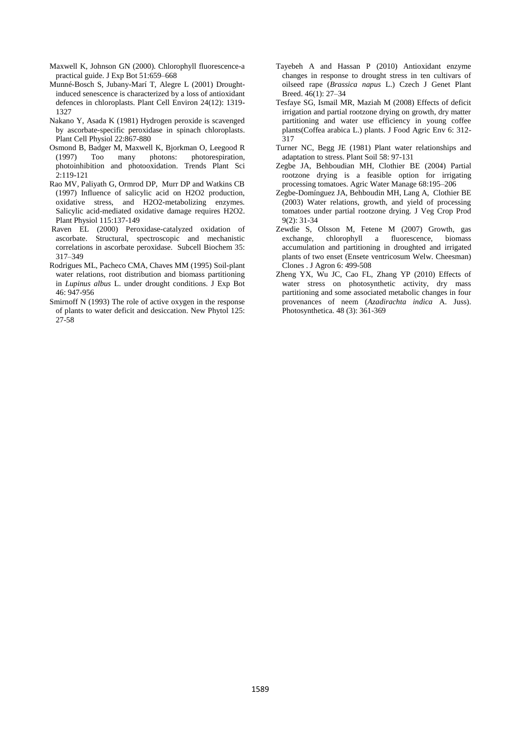Maxwell K, Johnson GN (2000). Chlorophyll fluorescence-a practical guide. J Exp Bot 51:659–668

Munné-Bosch S, Jubany-Marí T, Alegre L (2001) Drought-induced senescence is characterized by a loss of antioxidant defences in chloroplasts. Plant Cell Environ 24(12): 1319-1327

Nakano Y, Asada K (1981) Hydrogen peroxide is scavenged by ascorbate-specific peroxidase in spinach chloroplasts. Plant Cell Physiol 22:867-880

Osmond B, Badger M, Maxwell K, Bjorkman O, Leegood R (1997) Too many photons: photorespiration, photoinhibition and photooxidation. Trends Plant Sci 2:119-121

Rao MV, Paliyath G, Ormrod DP, Murr DP and Watkins CB (1997) Influence of salicylic acid on H2O2 production, oxidative stress, and H2O2-metabolizing enzymes. Salicylic acid-mediated oxidative damage requires H2O2. Plant Physiol 115:137-149

Raven EL (2000) Peroxidase-catalyzed oxidation of ascorbate. Structural, spectroscopic and mechanistic correlations in ascorbate peroxidase. Subcell Biochem 35: 317–349

Rodrigues ML, Pacheco CMA, Chaves MM (1995) Soil-plant water relations, root distribution and biomass partitioning in *Lupinus albus* L. under drought conditions. J Exp Bot 46: 947-956

Smirnoff N (1993) The role of active oxygen in the response of plants to water deficit and desiccation. New Phytol 125: 27-58

Tayebeh A and Hassan P (2010) Antioxidant enzyme changes in response to drought stress in ten cultivars of oilseed rape (*Brassica napus* L.) Czech J Genet Plant Breed. 46(1): 27–34

Tesfaye SG, Ismail MR, Maziah M (2008) Effects of deficit irrigation and partial rootzone drying on growth, dry matter partitioning and water use efficiency in young coffee plants(Coffea arabica L.) plants. J Food Agric Env 6: 312-317

Turner NC, Begg JE (1981) Plant water relationships and adaptation to stress. Plant Soil 58: 97-131

Zegbe JA, Behboudian MH, Clothier BE (2004) Partial rootzone drying is a feasible option for irrigating processing tomatoes. Agric Water Manage 68:195–206

Zegbe-Domínguez JA, Behboudin MH, Lang A, Clothier BE (2003) Water relations, growth, and yield of processing tomatoes under partial rootzone drying. J Veg Crop Prod 9(2): 31-34

Zewdie S, Olsson M, Fetene M (2007) Growth, gas exchange, chlorophyll a fluorescence, biomass accumulation and partitioning in droughted and irrigated plants of two enset (Ensete ventricosum Welw. Cheesman) Clones . J Agron 6: 499-508

Zheng YX, Wu JC, Cao FL, Zhang YP (2010) Effects of water stress on photosynthetic activity, dry mass partitioning and some associated metabolic changes in four provenances of neem (*Azadirachta indica* A. Juss). Photosynthetica. 48 (3): 361-369